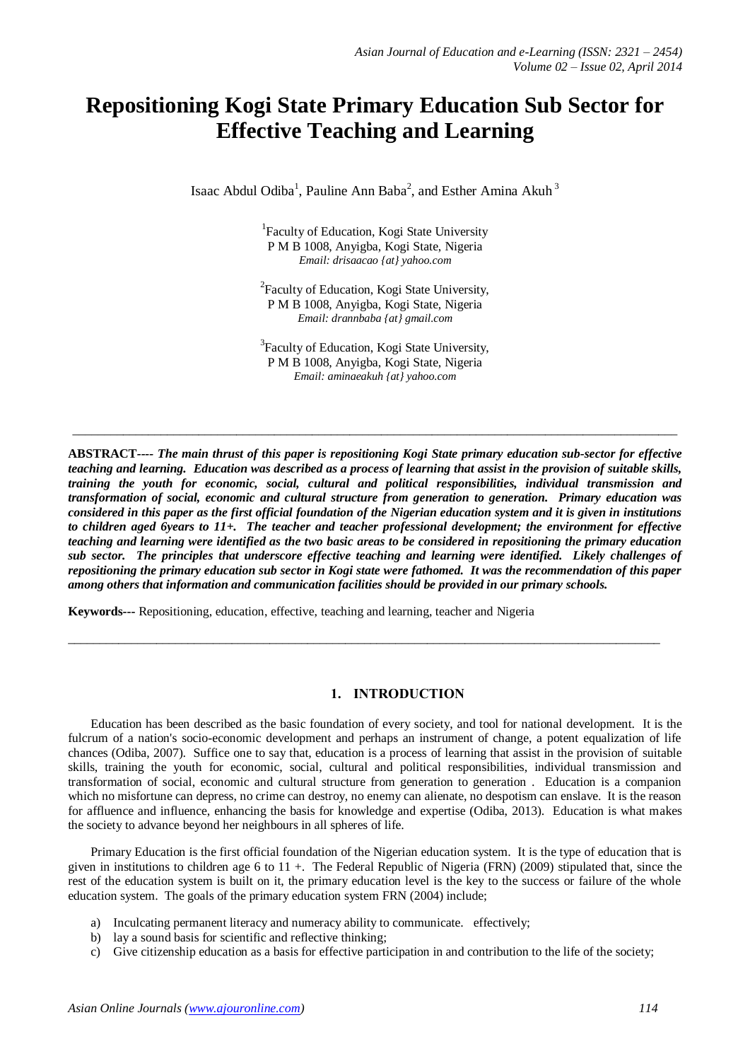# Repositioning Kogi State Primary Education Sub Sector for Effective Teaching and Learning

Isaac Abdul Odiba[1], Pauline Ann Baba[2], and Esther Amina Akuh[3]

[1]Faculty of Education, Kogi State University
P M B 1008, Anyigba, Kogi State, Nigeria
*Email: drisaacao {at} yahoo.com*

[2]Faculty of Education, Kogi State University,
P M B 1008, Anyigba, Kogi State, Nigeria
*Email: drannbaba {at} gmail.com*

[3]Faculty of Education, Kogi State University,
P M B 1008, Anyigba, Kogi State, Nigeria
*Email: aminaeakuh {at} yahoo.com*

---

**ABSTRACT----** ***The main thrust of this paper is repositioning Kogi State primary education sub-sector for effective teaching and learning. Education was described as a process of learning that assist in the provision of suitable skills, training the youth for economic, social, cultural and political responsibilities, individual transmission and transformation of social, economic and cultural structure from generation to generation. Primary education was considered in this paper as the first official foundation of the Nigerian education system and it is given in institutions to children aged 6years to 11+. The teacher and teacher professional development; the environment for effective teaching and learning were identified as the two basic areas to be considered in repositioning the primary education sub sector. The principles that underscore effective teaching and learning were identified. Likely challenges of repositioning the primary education sub sector in Kogi state were fathomed. It was the recommendation of this paper among others that information and communication facilities should be provided in our primary schools.***

**Keywords---** Repositioning, education, effective, teaching and learning, teacher and Nigeria

---

## 1. INTRODUCTION

Education has been described as the basic foundation of every society, and tool for national development. It is the fulcrum of a nation's socio-economic development and perhaps an instrument of change, a potent equalization of life chances (Odiba, 2007). Suffice one to say that, education is a process of learning that assist in the provision of suitable skills, training the youth for economic, social, cultural and political responsibilities, individual transmission and transformation of social, economic and cultural structure from generation to generation . Education is a companion which no misfortune can depress, no crime can destroy, no enemy can alienate, no despotism can enslave. It is the reason for affluence and influence, enhancing the basis for knowledge and expertise (Odiba, 2013). Education is what makes the society to advance beyond her neighbours in all spheres of life.

Primary Education is the first official foundation of the Nigerian education system. It is the type of education that is given in institutions to children age 6 to 11 +. The Federal Republic of Nigeria (FRN) (2009) stipulated that, since the rest of the education system is built on it, the primary education level is the key to the success or failure of the whole education system. The goals of the primary education system FRN (2004) include;

a) Inculcating permanent literacy and numeracy ability to communicate. effectively;
b) lay a sound basis for scientific and reflective thinking;
c) Give citizenship education as a basis for effective participation in and contribution to the life of the society;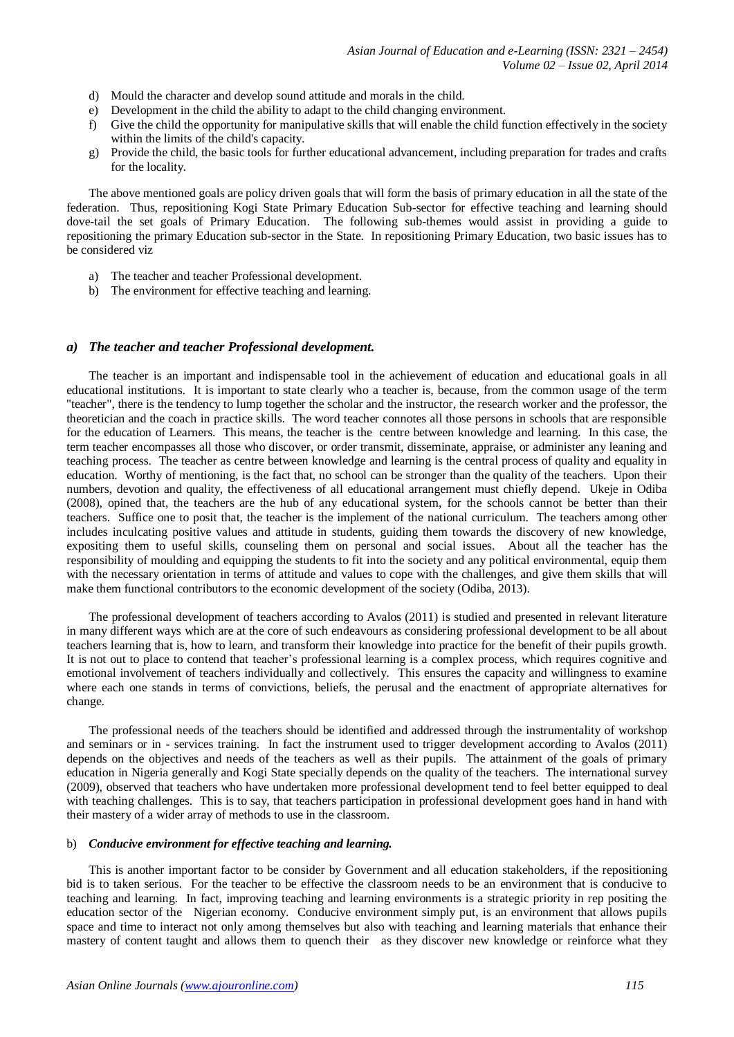d) Mould the character and develop sound attitude and morals in the child.
e) Development in the child the ability to adapt to the child changing environment.
f) Give the child the opportunity for manipulative skills that will enable the child function effectively in the society within the limits of the child's capacity.
g) Provide the child, the basic tools for further educational advancement, including preparation for trades and crafts for the locality.

The above mentioned goals are policy driven goals that will form the basis of primary education in all the state of the federation. Thus, repositioning Kogi State Primary Education Sub-sector for effective teaching and learning should dove-tail the set goals of Primary Education. The following sub-themes would assist in providing a guide to repositioning the primary Education sub-sector in the State. In repositioning Primary Education, two basic issues has to be considered viz

a) The teacher and teacher Professional development.
b) The environment for effective teaching and learning.

### *a) The teacher and teacher Professional development.*

The teacher is an important and indispensable tool in the achievement of education and educational goals in all educational institutions. It is important to state clearly who a teacher is, because, from the common usage of the term "teacher", there is the tendency to lump together the scholar and the instructor, the research worker and the professor, the theoretician and the coach in practice skills. The word teacher connotes all those persons in schools that are responsible for the education of Learners. This means, the teacher is the centre between knowledge and learning. In this case, the term teacher encompasses all those who discover, or order transmit, disseminate, appraise, or administer any leaning and teaching process. The teacher as centre between knowledge and learning is the central process of quality and equality in education. Worthy of mentioning, is the fact that, no school can be stronger than the quality of the teachers. Upon their numbers, devotion and quality, the effectiveness of all educational arrangement must chiefly depend. Ukeje in Odiba (2008), opined that, the teachers are the hub of any educational system, for the schools cannot be better than their teachers. Suffice one to posit that, the teacher is the implement of the national curriculum. The teachers among other includes inculcating positive values and attitude in students, guiding them towards the discovery of new knowledge, expositing them to useful skills, counseling them on personal and social issues. About all the teacher has the responsibility of moulding and equipping the students to fit into the society and any political environmental, equip them with the necessary orientation in terms of attitude and values to cope with the challenges, and give them skills that will make them functional contributors to the economic development of the society (Odiba, 2013).

The professional development of teachers according to Avalos (2011) is studied and presented in relevant literature in many different ways which are at the core of such endeavours as considering professional development to be all about teachers learning that is, how to learn, and transform their knowledge into practice for the benefit of their pupils growth. It is not out to place to contend that teacher's professional learning is a complex process, which requires cognitive and emotional involvement of teachers individually and collectively. This ensures the capacity and willingness to examine where each one stands in terms of convictions, beliefs, the perusal and the enactment of appropriate alternatives for change.

The professional needs of the teachers should be identified and addressed through the instrumentality of workshop and seminars or in - services training. In fact the instrument used to trigger development according to Avalos (2011) depends on the objectives and needs of the teachers as well as their pupils. The attainment of the goals of primary education in Nigeria generally and Kogi State specially depends on the quality of the teachers. The international survey (2009), observed that teachers who have undertaken more professional development tend to feel better equipped to deal with teaching challenges. This is to say, that teachers participation in professional development goes hand in hand with their mastery of a wider array of methods to use in the classroom.

### b) *Conducive environment for effective teaching and learning.*

This is another important factor to be consider by Government and all education stakeholders, if the repositioning bid is to taken serious. For the teacher to be effective the classroom needs to be an environment that is conducive to teaching and learning. In fact, improving teaching and learning environments is a strategic priority in rep positing the education sector of the Nigerian economy. Conducive environment simply put, is an environment that allows pupils space and time to interact not only among themselves but also with teaching and learning materials that enhance their mastery of content taught and allows them to quench their as they discover new knowledge or reinforce what they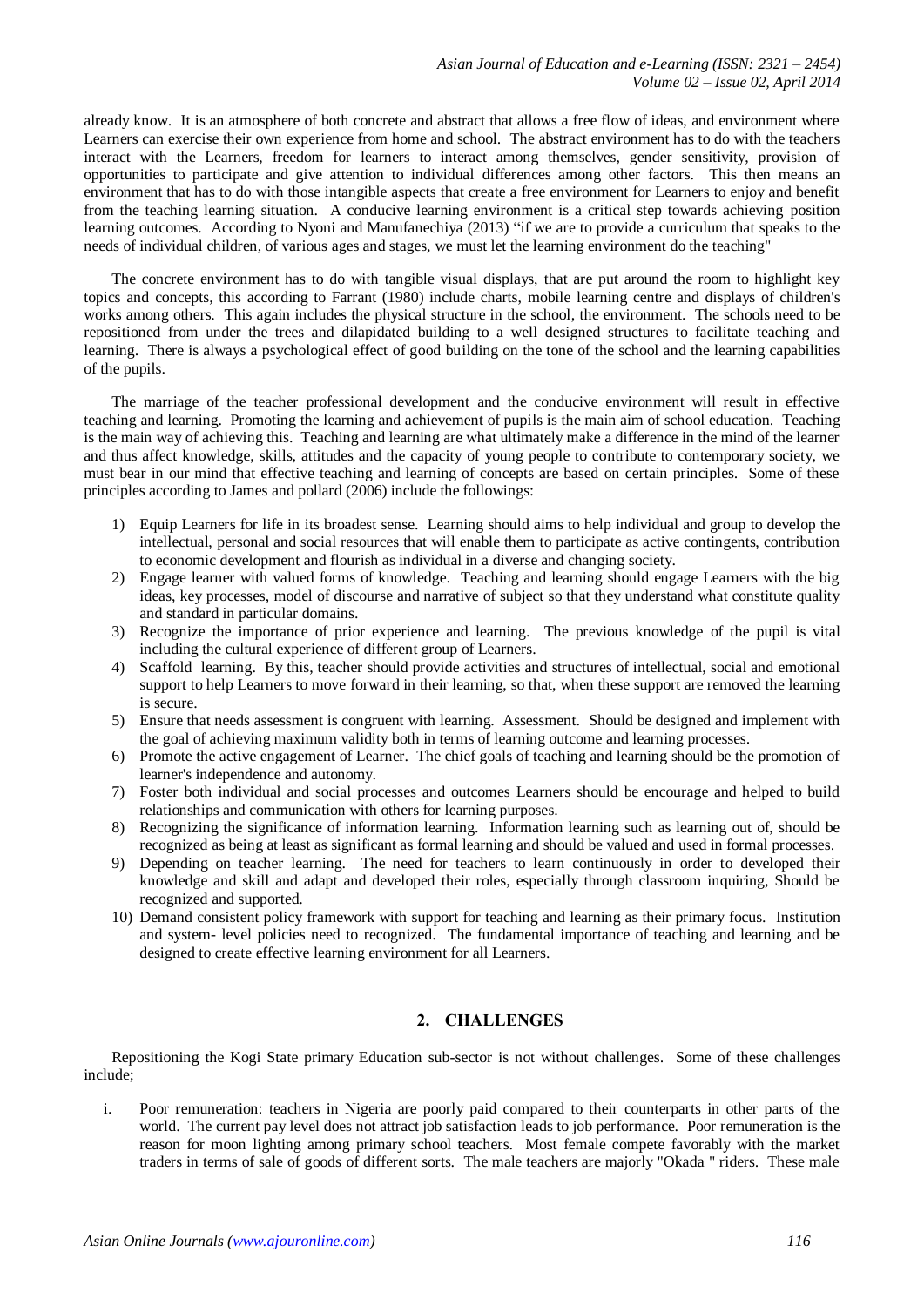already know. It is an atmosphere of both concrete and abstract that allows a free flow of ideas, and environment where Learners can exercise their own experience from home and school. The abstract environment has to do with the teachers interact with the Learners, freedom for learners to interact among themselves, gender sensitivity, provision of opportunities to participate and give attention to individual differences among other factors. This then means an environment that has to do with those intangible aspects that create a free environment for Learners to enjoy and benefit from the teaching learning situation. A conducive learning environment is a critical step towards achieving position learning outcomes. According to Nyoni and Manufanechiya (2013) "if we are to provide a curriculum that speaks to the needs of individual children, of various ages and stages, we must let the learning environment do the teaching"

The concrete environment has to do with tangible visual displays, that are put around the room to highlight key topics and concepts, this according to Farrant (1980) include charts, mobile learning centre and displays of children's works among others. This again includes the physical structure in the school, the environment. The schools need to be repositioned from under the trees and dilapidated building to a well designed structures to facilitate teaching and learning. There is always a psychological effect of good building on the tone of the school and the learning capabilities of the pupils.

The marriage of the teacher professional development and the conducive environment will result in effective teaching and learning. Promoting the learning and achievement of pupils is the main aim of school education. Teaching is the main way of achieving this. Teaching and learning are what ultimately make a difference in the mind of the learner and thus affect knowledge, skills, attitudes and the capacity of young people to contribute to contemporary society, we must bear in our mind that effective teaching and learning of concepts are based on certain principles. Some of these principles according to James and pollard (2006) include the followings:

1) Equip Learners for life in its broadest sense. Learning should aims to help individual and group to develop the intellectual, personal and social resources that will enable them to participate as active contingents, contribution to economic development and flourish as individual in a diverse and changing society.
2) Engage learner with valued forms of knowledge. Teaching and learning should engage Learners with the big ideas, key processes, model of discourse and narrative of subject so that they understand what constitute quality and standard in particular domains.
3) Recognize the importance of prior experience and learning. The previous knowledge of the pupil is vital including the cultural experience of different group of Learners.
4) Scaffold learning. By this, teacher should provide activities and structures of intellectual, social and emotional support to help Learners to move forward in their learning, so that, when these support are removed the learning is secure.
5) Ensure that needs assessment is congruent with learning. Assessment. Should be designed and implement with the goal of achieving maximum validity both in terms of learning outcome and learning processes.
6) Promote the active engagement of Learner. The chief goals of teaching and learning should be the promotion of learner's independence and autonomy.
7) Foster both individual and social processes and outcomes Learners should be encourage and helped to build relationships and communication with others for learning purposes.
8) Recognizing the significance of information learning. Information learning such as learning out of, should be recognized as being at least as significant as formal learning and should be valued and used in formal processes.
9) Depending on teacher learning. The need for teachers to learn continuously in order to developed their knowledge and skill and adapt and developed their roles, especially through classroom inquiring, Should be recognized and supported.
10) Demand consistent policy framework with support for teaching and learning as their primary focus. Institution and system- level policies need to recognized. The fundamental importance of teaching and learning and be designed to create effective learning environment for all Learners.

## 2. CHALLENGES

Repositioning the Kogi State primary Education sub-sector is not without challenges. Some of these challenges include;

i. Poor remuneration: teachers in Nigeria are poorly paid compared to their counterparts in other parts of the world. The current pay level does not attract job satisfaction leads to job performance. Poor remuneration is the reason for moon lighting among primary school teachers. Most female compete favorably with the market traders in terms of sale of goods of different sorts. The male teachers are majorly "Okada " riders. These male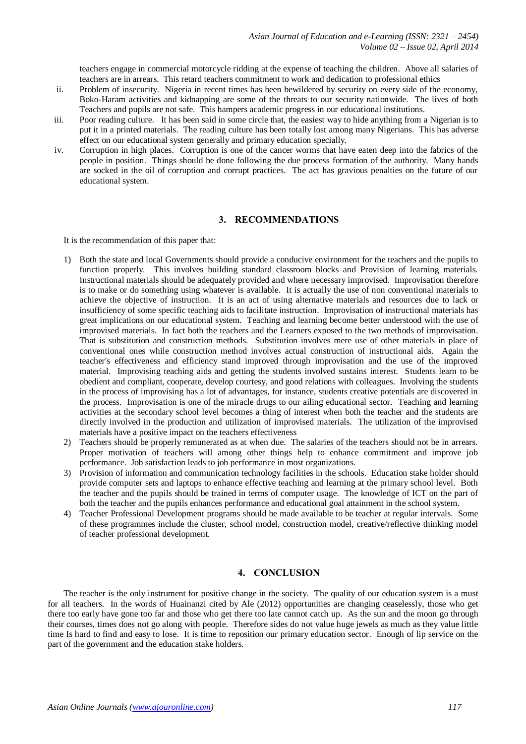teachers engage in commercial motorcycle ridding at the expense of teaching the children. Above all salaries of teachers are in arrears. This retard teachers commitment to work and dedication to professional ethics

ii. Problem of insecurity. Nigeria in recent times has been bewildered by security on every side of the economy, Boko-Haram activities and kidnapping are some of the threats to our security nationwide. The lives of both Teachers and pupils are not safe. This hampers academic progress in our educational institutions.

iii. Poor reading culture. It has been said in some circle that, the easiest way to hide anything from a Nigerian is to put it in a printed materials. The reading culture has been totally lost among many Nigerians. This has adverse effect on our educational system generally and primary education specially.

iv. Corruption in high places. Corruption is one of the cancer worms that have eaten deep into the fabrics of the people in position. Things should be done following the due process formation of the authority. Many hands are socked in the oil of corruption and corrupt practices. The act has gravious penalties on the future of our educational system.

## 3. RECOMMENDATIONS

It is the recommendation of this paper that:

1) Both the state and local Governments should provide a conducive environment for the teachers and the pupils to function properly. This involves building standard classroom blocks and Provision of learning materials. Instructional materials should be adequately provided and where necessary improvised. Improvisation therefore is to make or do something using whatever is available. It is actually the use of non conventional materials to achieve the objective of instruction. It is an act of using alternative materials and resources due to lack or insufficiency of some specific teaching aids to facilitate instruction. Improvisation of instructional materials has great implications on our educational system. Teaching and learning become better understood with the use of improvised materials. In fact both the teachers and the Learners exposed to the two methods of improvisation. That is substitution and construction methods. Substitution involves mere use of other materials in place of conventional ones while construction method involves actual construction of instructional aids. Again the teacher's effectiveness and efficiency stand improved through improvisation and the use of the improved material. Improvising teaching aids and getting the students involved sustains interest. Students learn to be obedient and compliant, cooperate, develop courtesy, and good relations with colleagues. Involving the students in the process of improvising has a lot of advantages, for instance, students creative potentials are discovered in the process. Improvisation is one of the miracle drugs to our ailing educational sector. Teaching and learning activities at the secondary school level becomes a thing of interest when both the teacher and the students are directly involved in the production and utilization of improvised materials. The utilization of the improvised materials have a positive impact on the teachers effectiveness
2) Teachers should be properly remunerated as at when due. The salaries of the teachers should not be in arrears. Proper motivation of teachers will among other things help to enhance commitment and improve job performance. Job satisfaction leads to job performance in most organizations.
3) Provision of information and communication technology facilities in the schools. Education stake holder should provide computer sets and laptops to enhance effective teaching and learning at the primary school level. Both the teacher and the pupils should be trained in terms of computer usage. The knowledge of ICT on the part of both the teacher and the pupils enhances performance and educational goal attainment in the school system.
4) Teacher Professional Development programs should be made available to be teacher at regular intervals. Some of these programmes include the cluster, school model, construction model, creative/reflective thinking model of teacher professional development.

## 4. CONCLUSION

The teacher is the only instrument for positive change in the society. The quality of our education system is a must for all teachers. In the words of Huainanzi cited by Ale (2012) opportunities are changing ceaselessly, those who get there too early have gone too far and those who get there too late cannot catch up. As the sun and the moon go through their courses, times does not go along with people. Therefore sides do not value huge jewels as much as they value little time Is hard to find and easy to lose. It is time to reposition our primary education sector. Enough of lip service on the part of the government and the education stake holders.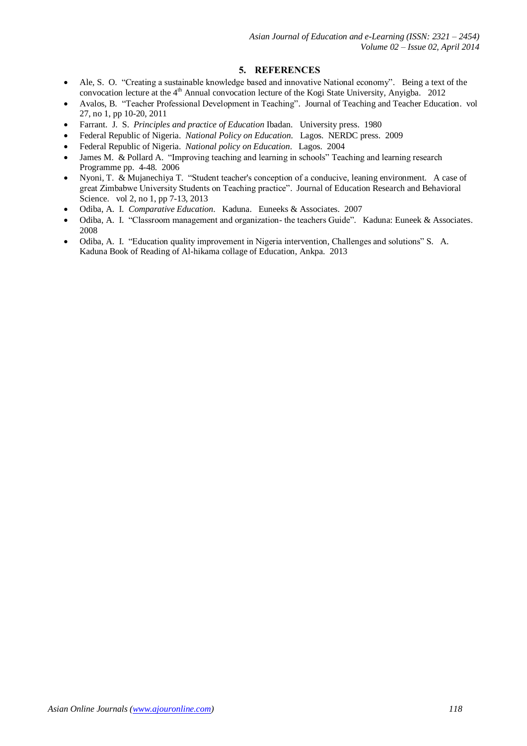## 5. REFERENCES

- Ale, S. O. "Creating a sustainable knowledge based and innovative National economy". Being a text of the convocation lecture at the 4th Annual convocation lecture of the Kogi State University, Anyigba. 2012
- Avalos, B. "Teacher Professional Development in Teaching". Journal of Teaching and Teacher Education. vol 27, no 1, pp 10-20, 2011
- Farrant. J. S. *Principles and practice of Education* Ibadan. University press. 1980
- Federal Republic of Nigeria. *National Policy on Education.* Lagos. NERDC press. 2009
- Federal Republic of Nigeria. *National policy on Education.* Lagos. 2004
- James M. & Pollard A. "Improving teaching and learning in schools" Teaching and learning research Programme pp. 4-48. 2006
- Nyoni, T. & Mujanechiya T. "Student teacher's conception of a conducive, leaning environment. A case of great Zimbabwe University Students on Teaching practice". Journal of Education Research and Behavioral Science. vol 2, no 1, pp 7-13, 2013
- Odiba, A. I. *Comparative Education.* Kaduna. Euneeks & Associates. 2007
- Odiba, A. I. "Classroom management and organization- the teachers Guide". Kaduna: Euneek & Associates. 2008
- Odiba, A. I. "Education quality improvement in Nigeria intervention, Challenges and solutions" S. A. Kaduna Book of Reading of Al-hikama collage of Education, Ankpa. 2013